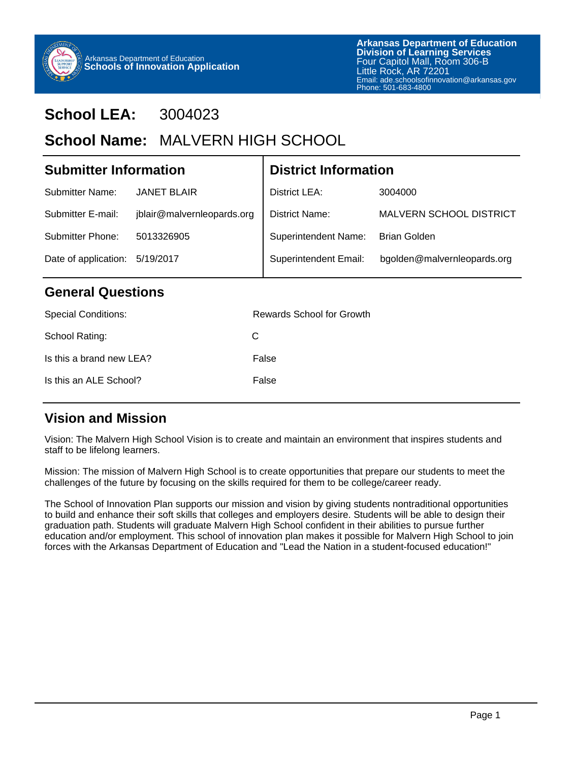Arkansas Department of Education
**Schools of Innovation Application**

**Arkansas Department of Education**
**Division of Learning Services**
Four Capitol Mall, Room 306-B
Little Rock, AR 72201
Email: ade.schoolsofinnovation@arkansas.gov
Phone: 501-683-4800

# School LEA: 3004023

# School Name: MALVERN HIGH SCHOOL

## Submitter Information

| | |
|---|---|
| Submitter Name: | JANET BLAIR |
| Submitter E-mail: | jblair@malvernleopards.org |
| Submitter Phone: | 5013326905 |
| Date of application: | 5/19/2017 |

## District Information

| | |
|---|---|
| District LEA: | 3004000 |
| District Name: | MALVERN SCHOOL DISTRICT |
| Superintendent Name: | Brian Golden |
| Superintendent Email: | bgolden@malvernleopards.org |

## General Questions

| | |
|---|---|
| Special Conditions: | Rewards School for Growth |
| School Rating: | C |
| Is this a brand new LEA? | False |
| Is this an ALE School? | False |

## Vision and Mission

Vision: The Malvern High School Vision is to create and maintain an environment that inspires students and staff to be lifelong learners.

Mission: The mission of Malvern High School is to create opportunities that prepare our students to meet the challenges of the future by focusing on the skills required for them to be college/career ready.

The School of Innovation Plan supports our mission and vision by giving students nontraditional opportunities to build and enhance their soft skills that colleges and employers desire. Students will be able to design their graduation path. Students will graduate Malvern High School confident in their abilities to pursue further education and/or employment. This school of innovation plan makes it possible for Malvern High School to join forces with the Arkansas Department of Education and "Lead the Nation in a student-focused education!"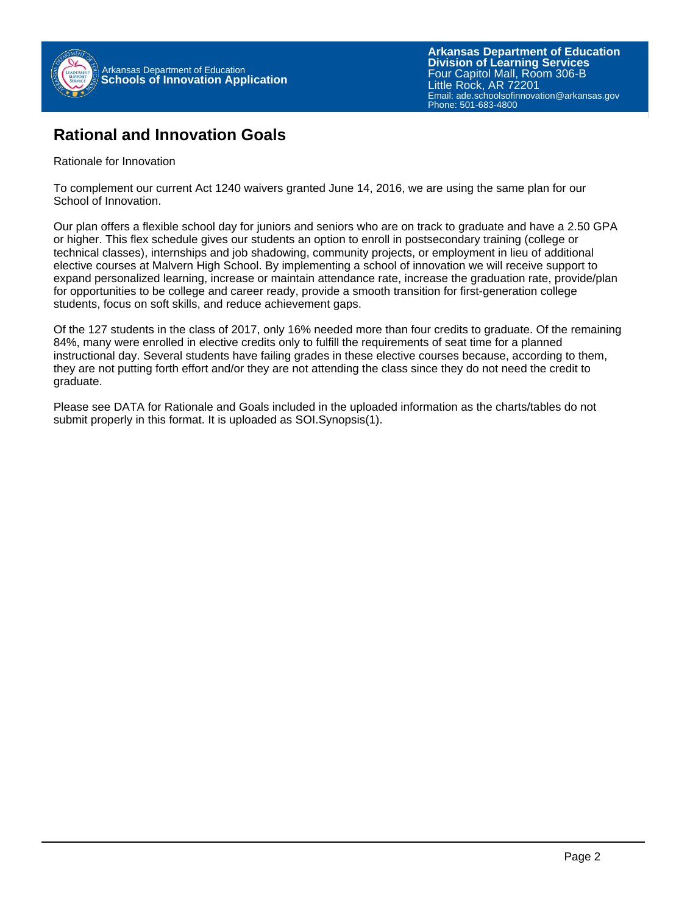## Rational and Innovation Goals

Rationale for Innovation

To complement our current Act 1240 waivers granted June 14, 2016, we are using the same plan for our School of Innovation.

Our plan offers a flexible school day for juniors and seniors who are on track to graduate and have a 2.50 GPA or higher. This flex schedule gives our students an option to enroll in postsecondary training (college or technical classes), internships and job shadowing, community projects, or employment in lieu of additional elective courses at Malvern High School. By implementing a school of innovation we will receive support to expand personalized learning, increase or maintain attendance rate, increase the graduation rate, provide/plan for opportunities to be college and career ready, provide a smooth transition for first-generation college students, focus on soft skills, and reduce achievement gaps.

Of the 127 students in the class of 2017, only 16% needed more than four credits to graduate. Of the remaining 84%, many were enrolled in elective credits only to fulfill the requirements of seat time for a planned instructional day. Several students have failing grades in these elective courses because, according to them, they are not putting forth effort and/or they are not attending the class since they do not need the credit to graduate.

Please see DATA for Rationale and Goals included in the uploaded information as the charts/tables do not submit properly in this format. It is uploaded as SOI.Synopsis(1).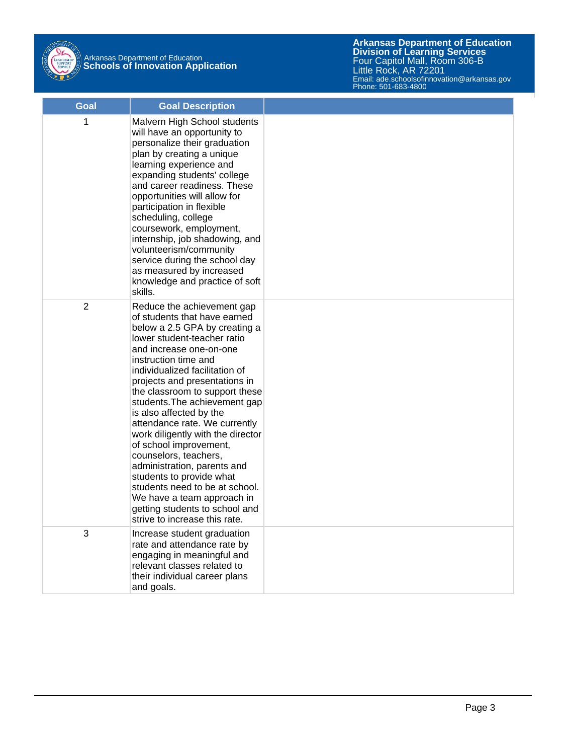| Goal | Goal Description | |
|---|---|---|
| 1 | Malvern High School students will have an opportunity to personalize their graduation plan by creating a unique learning experience and expanding students' college and career readiness. These opportunities will allow for participation in flexible scheduling, college coursework, employment, internship, job shadowing, and volunteerism/community service during the school day as measured by increased knowledge and practice of soft skills. | |
| 2 | Reduce the achievement gap of students that have earned below a 2.5 GPA by creating a lower student-teacher ratio and increase one-on-one instruction time and individualized facilitation of projects and presentations in the classroom to support these students.The achievement gap is also affected by the attendance rate. We currently work diligently with the director of school improvement, counselors, teachers, administration, parents and students to provide what students need to be at school. We have a team approach in getting students to school and strive to increase this rate. | |
| 3 | Increase student graduation rate and attendance rate by engaging in meaningful and relevant classes related to their individual career plans and goals. | |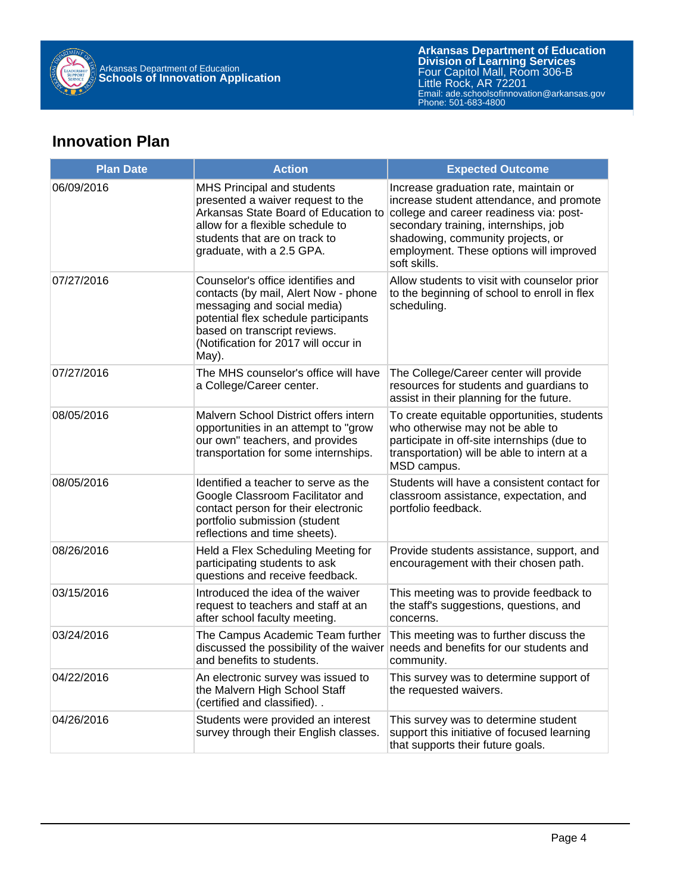## Innovation Plan

| Plan Date | Action | Expected Outcome |
|---|---|---|
| 06/09/2016 | MHS Principal and students presented a waiver request to the Arkansas State Board of Education to allow for a flexible schedule to students that are on track to graduate, with a 2.5 GPA. | Increase graduation rate, maintain or increase student attendance, and promote college and career readiness via: post-secondary training, internships, job shadowing, community projects, or employment. These options will improved soft skills. |
| 07/27/2016 | Counselor's office identifies and contacts (by mail, Alert Now - phone messaging and social media) potential flex schedule participants based on transcript reviews. (Notification for 2017 will occur in May). | Allow students to visit with counselor prior to the beginning of school to enroll in flex scheduling. |
| 07/27/2016 | The MHS counselor's office will have a College/Career center. | The College/Career center will provide resources for students and guardians to assist in their planning for the future. |
| 08/05/2016 | Malvern School District offers intern opportunities in an attempt to "grow our own" teachers, and provides transportation for some internships. | To create equitable opportunities, students who otherwise may not be able to participate in off-site internships (due to transportation) will be able to intern at a MSD campus. |
| 08/05/2016 | Identified a teacher to serve as the Google Classroom Facilitator and contact person for their electronic portfolio submission (student reflections and time sheets). | Students will have a consistent contact for classroom assistance, expectation, and portfolio feedback. |
| 08/26/2016 | Held a Flex Scheduling Meeting for participating students to ask questions and receive feedback. | Provide students assistance, support, and encouragement with their chosen path. |
| 03/15/2016 | Introduced the idea of the waiver request to teachers and staff at an after school faculty meeting. | This meeting was to provide feedback to the staff's suggestions, questions, and concerns. |
| 03/24/2016 | The Campus Academic Team further discussed the possibility of the waiver and benefits to students. | This meeting was to further discuss the needs and benefits for our students and community. |
| 04/22/2016 | An electronic survey was issued to the Malvern High School Staff (certified and classified). . | This survey was to determine support of the requested waivers. |
| 04/26/2016 | Students were provided an interest survey through their English classes. | This survey was to determine student support this initiative of focused learning that supports their future goals. |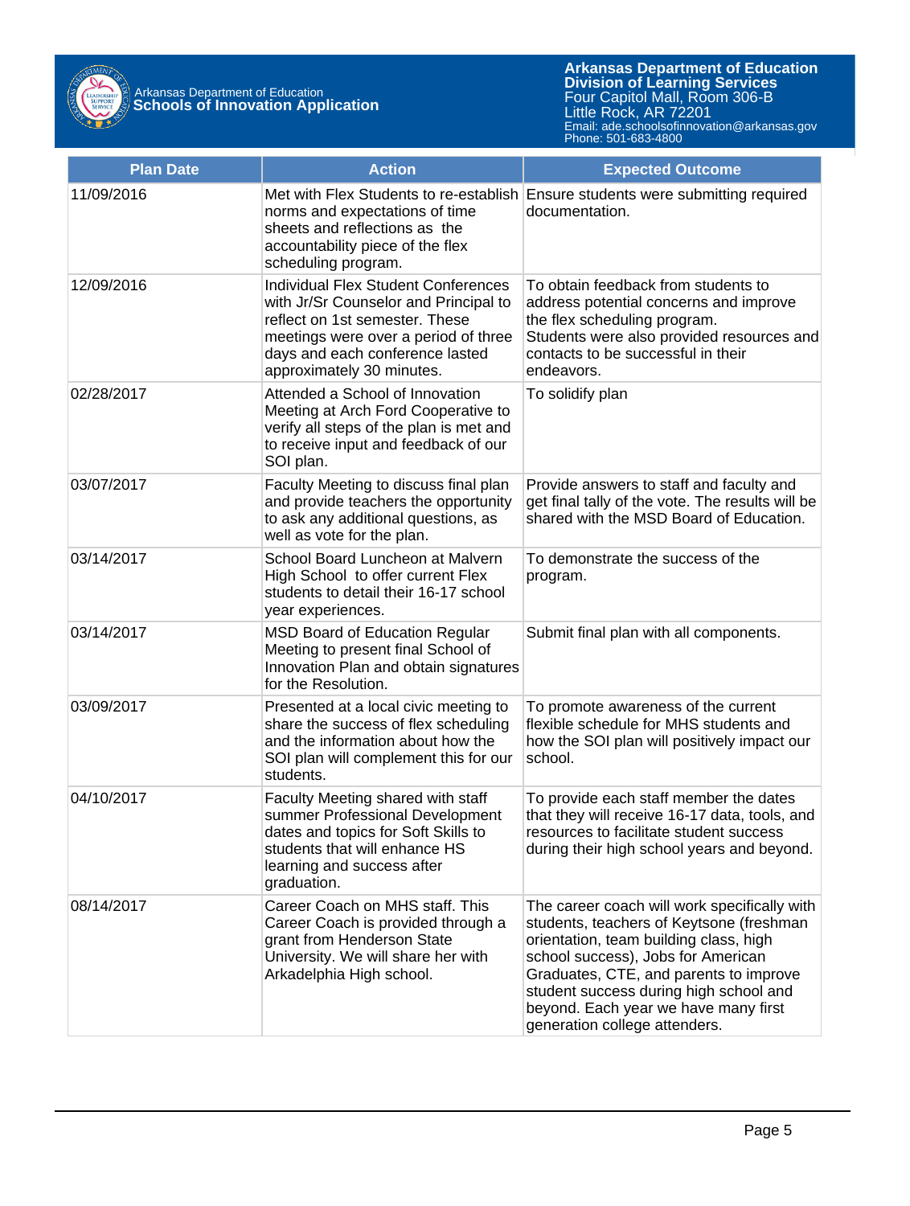| Plan Date | Action | Expected Outcome |
|---|---|---|
| 11/09/2016 | Met with Flex Students to re-establish norms and expectations of time sheets and reflections as the accountability piece of the flex scheduling program. | Ensure students were submitting required documentation. |
| 12/09/2016 | Individual Flex Student Conferences with Jr/Sr Counselor and Principal to reflect on 1st semester. These meetings were over a period of three days and each conference lasted approximately 30 minutes. | To obtain feedback from students to address potential concerns and improve the flex scheduling program. Students were also provided resources and contacts to be successful in their endeavors. |
| 02/28/2017 | Attended a School of Innovation Meeting at Arch Ford Cooperative to verify all steps of the plan is met and to receive input and feedback of our SOI plan. | To solidify plan |
| 03/07/2017 | Faculty Meeting to discuss final plan and provide teachers the opportunity to ask any additional questions, as well as vote for the plan. | Provide answers to staff and faculty and get final tally of the vote. The results will be shared with the MSD Board of Education. |
| 03/14/2017 | School Board Luncheon at Malvern High School to offer current Flex students to detail their 16-17 school year experiences. | To demonstrate the success of the program. |
| 03/14/2017 | MSD Board of Education Regular Meeting to present final School of Innovation Plan and obtain signatures for the Resolution. | Submit final plan with all components. |
| 03/09/2017 | Presented at a local civic meeting to share the success of flex scheduling and the information about how the SOI plan will complement this for our students. | To promote awareness of the current flexible schedule for MHS students and how the SOI plan will positively impact our school. |
| 04/10/2017 | Faculty Meeting shared with staff summer Professional Development dates and topics for Soft Skills to students that will enhance HS learning and success after graduation. | To provide each staff member the dates that they will receive 16-17 data, tools, and resources to facilitate student success during their high school years and beyond. |
| 08/14/2017 | Career Coach on MHS staff. This Career Coach is provided through a grant from Henderson State University. We will share her with Arkadelphia High school. | The career coach will work specifically with students, teachers of Keytsone (freshman orientation, team building class, high school success), Jobs for American Graduates, CTE, and parents to improve student success during high school and beyond. Each year we have many first generation college attenders. |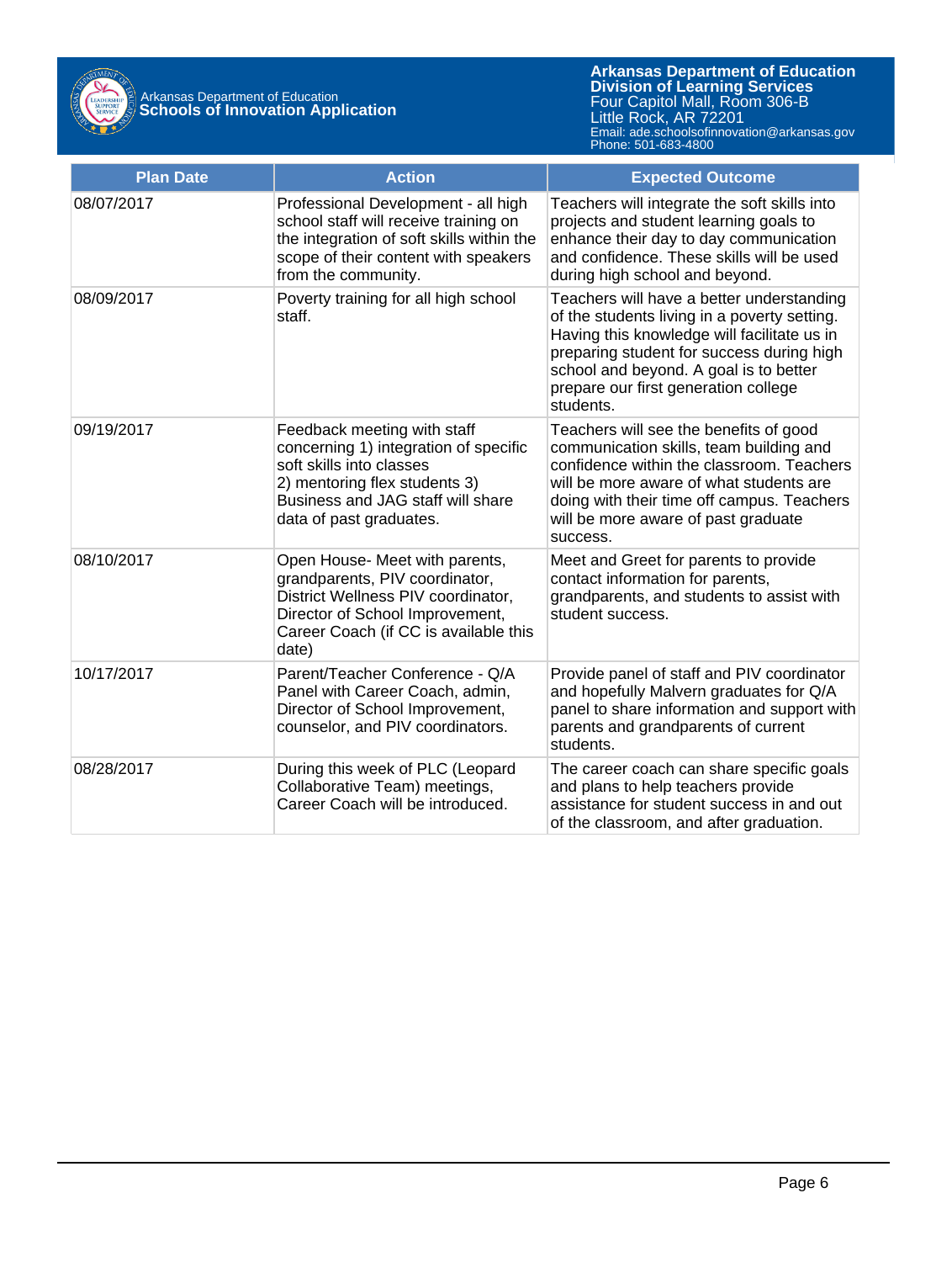| Plan Date | Action | Expected Outcome |
| --- | --- | --- |
| 08/07/2017 | Professional Development - all high school staff will receive training on the integration of soft skills within the scope of their content with speakers from the community. | Teachers will integrate the soft skills into projects and student learning goals to enhance their day to day communication and confidence. These skills will be used during high school and beyond. |
| 08/09/2017 | Poverty training for all high school staff. | Teachers will have a better understanding of the students living in a poverty setting. Having this knowledge will facilitate us in preparing student for success during high school and beyond. A goal is to better prepare our first generation college students. |
| 09/19/2017 | Feedback meeting with staff concerning 1) integration of specific soft skills into classes 2) mentoring flex students 3) Business and JAG staff will share data of past graduates. | Teachers will see the benefits of good communication skills, team building and confidence within the classroom. Teachers will be more aware of what students are doing with their time off campus. Teachers will be more aware of past graduate success. |
| 08/10/2017 | Open House- Meet with parents, grandparents, PIV coordinator, District Wellness PIV coordinator, Director of School Improvement, Career Coach (if CC is available this date) | Meet and Greet for parents to provide contact information for parents, grandparents, and students to assist with student success. |
| 10/17/2017 | Parent/Teacher Conference - Q/A Panel with Career Coach, admin, Director of School Improvement, counselor, and PIV coordinators. | Provide panel of staff and PIV coordinator and hopefully Malvern graduates for Q/A panel to share information and support with parents and grandparents of current students. |
| 08/28/2017 | During this week of PLC (Leopard Collaborative Team) meetings, Career Coach will be introduced. | The career coach can share specific goals and plans to help teachers provide assistance for student success in and out of the classroom, and after graduation. |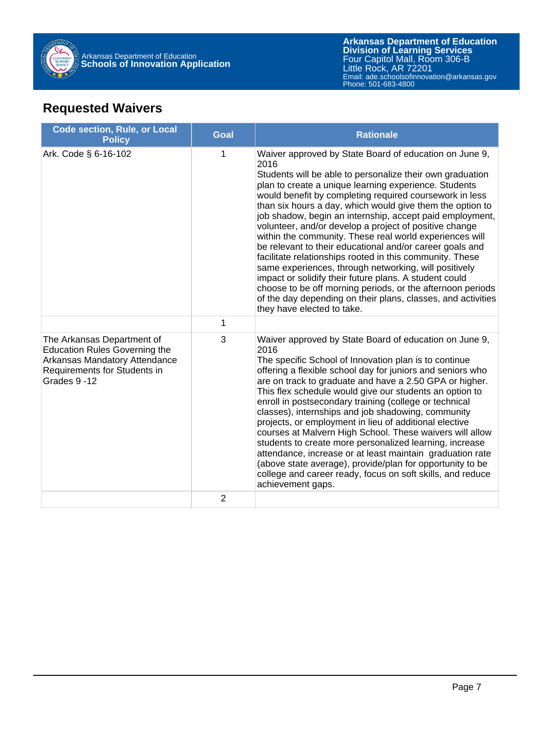## Requested Waivers

| Code section, Rule, or Local Policy | Goal | Rationale |
|---|---|---|
| Ark. Code § 6-16-102 | 1 | Waiver approved by State Board of education on June 9, 2016<br>Students will be able to personalize their own graduation plan to create a unique learning experience. Students would benefit by completing required coursework in less than six hours a day, which would give them the option to job shadow, begin an internship, accept paid employment, volunteer, and/or develop a project of positive change within the community. These real world experiences will be relevant to their educational and/or career goals and facilitate relationships rooted in this community. These same experiences, through networking, will positively impact or solidify their future plans. A student could choose to be off morning periods, or the afternoon periods of the day depending on their plans, classes, and activities they have elected to take. |
| | 1 | |
| The Arkansas Department of Education Rules Governing the Arkansas Mandatory Attendance Requirements for Students in Grades 9 -12 | 3 | Waiver approved by State Board of education on June 9, 2016<br>The specific School of Innovation plan is to continue offering a flexible school day for juniors and seniors who are on track to graduate and have a 2.50 GPA or higher. This flex schedule would give our students an option to enroll in postsecondary training (college or technical classes), internships and job shadowing, community projects, or employment in lieu of additional elective courses at Malvern High School. These waivers will allow students to create more personalized learning, increase attendance, increase or at least maintain graduation rate (above state average), provide/plan for opportunity to be college and career ready, focus on soft skills, and reduce achievement gaps. |
| | 2 | |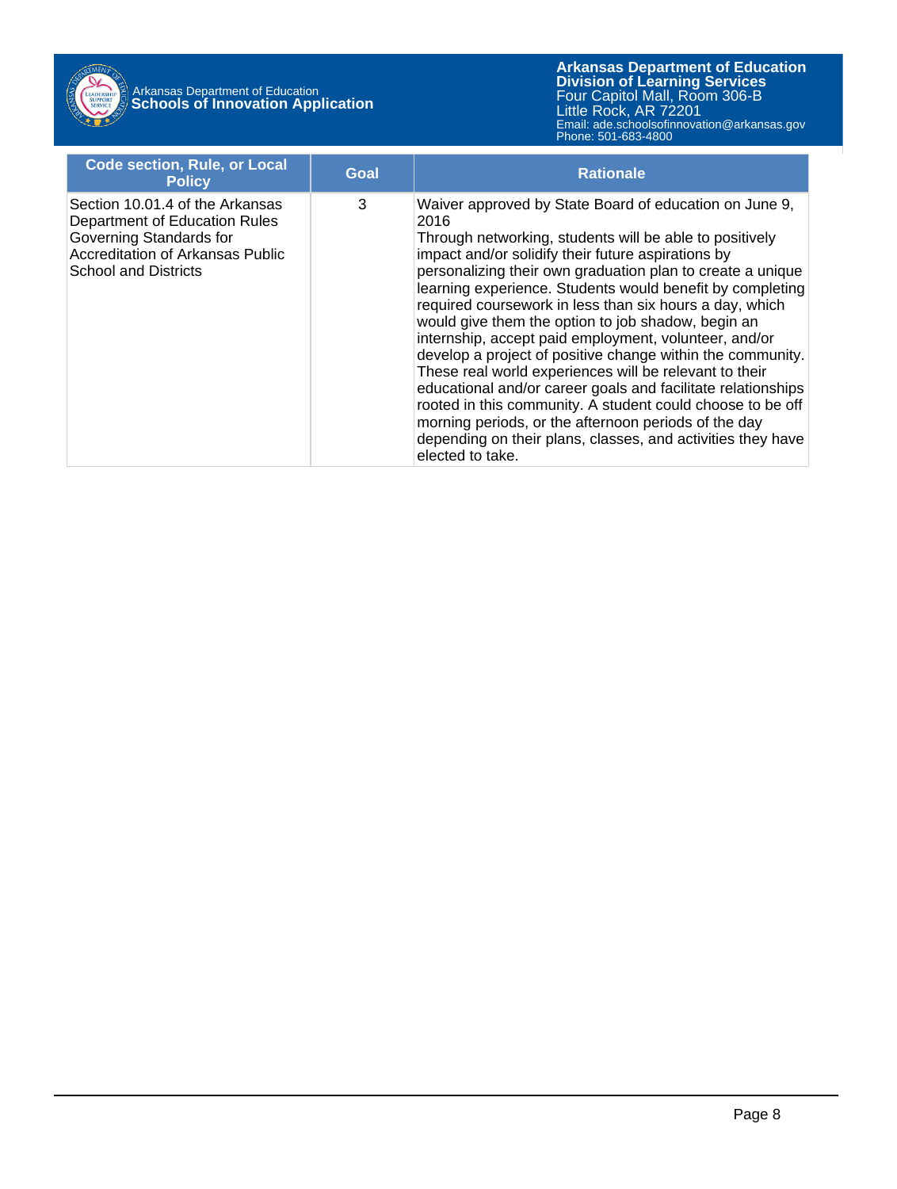| Code section, Rule, or Local Policy | Goal | Rationale |
|---|---|---|
| Section 10.01.4 of the Arkansas Department of Education Rules Governing Standards for Accreditation of Arkansas Public School and Districts | 3 | Waiver approved by State Board of education on June 9, 2016<br>Through networking, students will be able to positively impact and/or solidify their future aspirations by personalizing their own graduation plan to create a unique learning experience. Students would benefit by completing required coursework in less than six hours a day, which would give them the option to job shadow, begin an internship, accept paid employment, volunteer, and/or develop a project of positive change within the community. These real world experiences will be relevant to their educational and/or career goals and facilitate relationships rooted in this community. A student could choose to be off morning periods, or the afternoon periods of the day depending on their plans, classes, and activities they have elected to take. |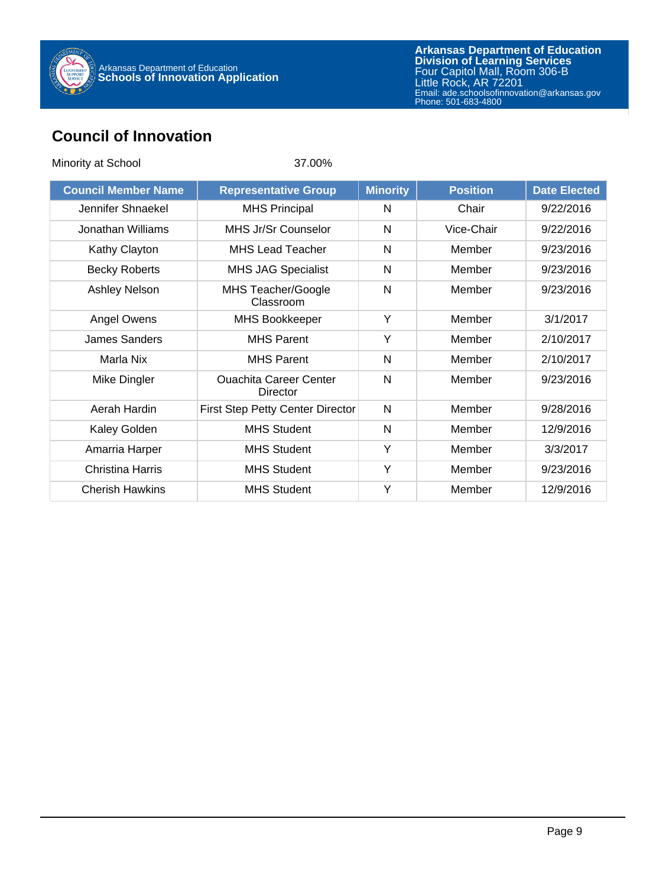## Council of Innovation

Minority at School 37.00%

| Council Member Name | Representative Group | Minority | Position | Date Elected |
|---|---|---|---|---|
| Jennifer Shnaekel | MHS Principal | N | Chair | 9/22/2016 |
| Jonathan Williams | MHS Jr/Sr Counselor | N | Vice-Chair | 9/22/2016 |
| Kathy Clayton | MHS Lead Teacher | N | Member | 9/23/2016 |
| Becky Roberts | MHS JAG Specialist | N | Member | 9/23/2016 |
| Ashley Nelson | MHS Teacher/Google Classroom | N | Member | 9/23/2016 |
| Angel Owens | MHS Bookkeeper | Y | Member | 3/1/2017 |
| James Sanders | MHS Parent | Y | Member | 2/10/2017 |
| Marla Nix | MHS Parent | N | Member | 2/10/2017 |
| Mike Dingler | Ouachita Career Center Director | N | Member | 9/23/2016 |
| Aerah Hardin | First Step Petty Center Director | N | Member | 9/28/2016 |
| Kaley Golden | MHS Student | N | Member | 12/9/2016 |
| Amarria Harper | MHS Student | Y | Member | 3/3/2017 |
| Christina Harris | MHS Student | Y | Member | 9/23/2016 |
| Cherish Hawkins | MHS Student | Y | Member | 12/9/2016 |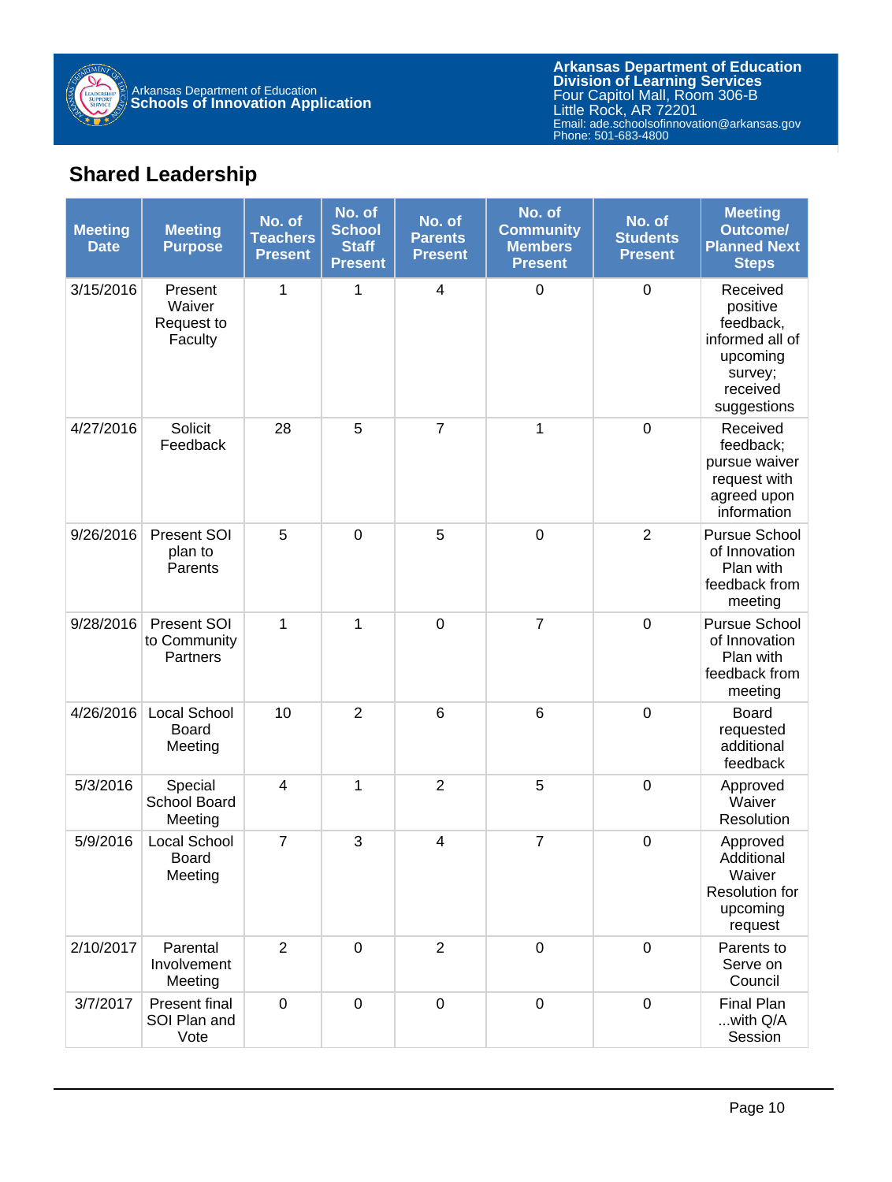## Shared Leadership

| Meeting Date | Meeting Purpose | No. of Teachers Present | No. of School Staff Present | No. of Parents Present | No. of Community Members Present | No. of Students Present | Meeting Outcome/ Planned Next Steps |
|---|---|---|---|---|---|---|---|
| 3/15/2016 | Present Waiver Request to Faculty | 1 | 1 | 4 | 0 | 0 | Received positive feedback, informed all of upcoming survey; received suggestions |
| 4/27/2016 | Solicit Feedback | 28 | 5 | 7 | 1 | 0 | Received feedback; pursue waiver request with agreed upon information |
| 9/26/2016 | Present SOI plan to Parents | 5 | 0 | 5 | 0 | 2 | Pursue School of Innovation Plan with feedback from meeting |
| 9/28/2016 | Present SOI to Community Partners | 1 | 1 | 0 | 7 | 0 | Pursue School of Innovation Plan with feedback from meeting |
| 4/26/2016 | Local School Board Meeting | 10 | 2 | 6 | 6 | 0 | Board requested additional feedback |
| 5/3/2016 | Special School Board Meeting | 4 | 1 | 2 | 5 | 0 | Approved Waiver Resolution |
| 5/9/2016 | Local School Board Meeting | 7 | 3 | 4 | 7 | 0 | Approved Additional Waiver Resolution for upcoming request |
| 2/10/2017 | Parental Involvement Meeting | 2 | 0 | 2 | 0 | 0 | Parents to Serve on Council |
| 3/7/2017 | Present final SOI Plan and Vote | 0 | 0 | 0 | 0 | 0 | Final Plan ...with Q/A Session |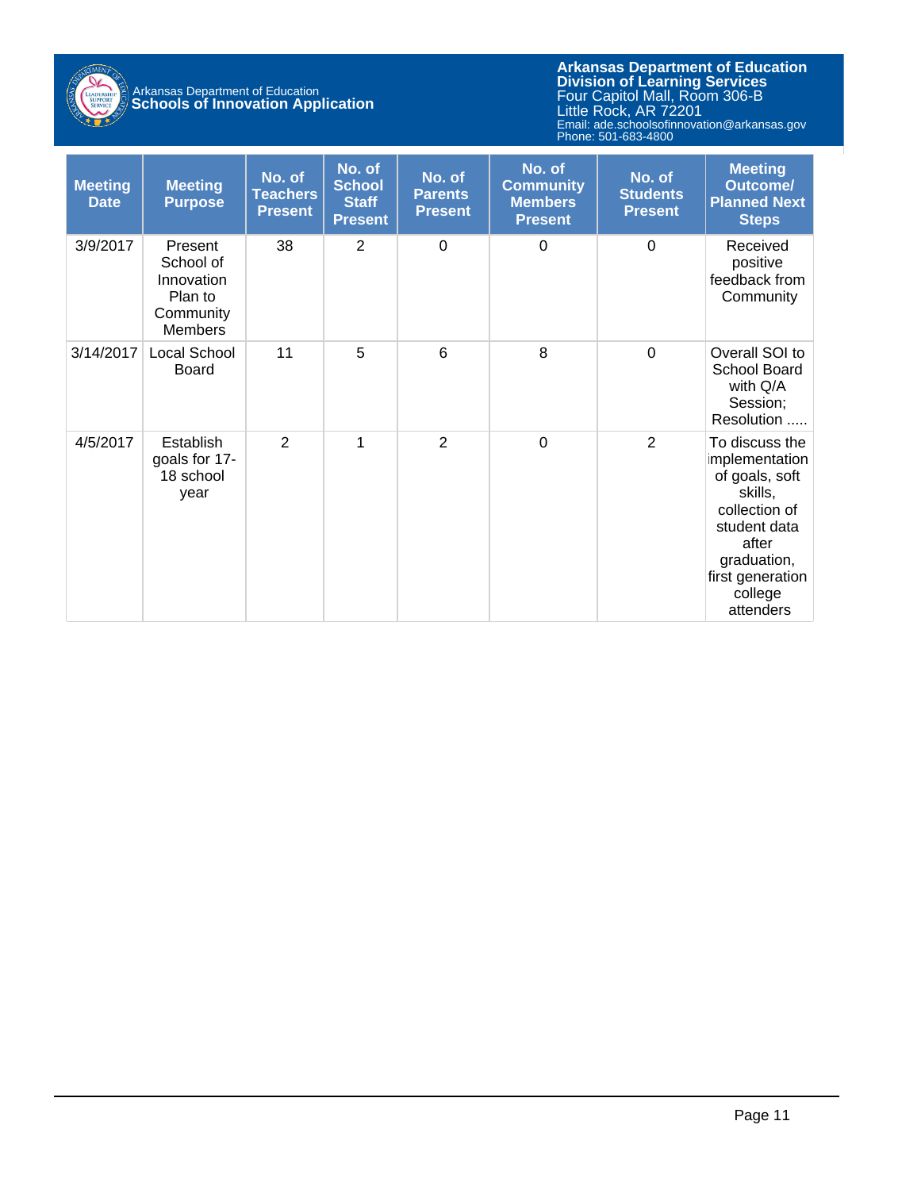| Meeting Date | Meeting Purpose | No. of Teachers Present | No. of School Staff Present | No. of Parents Present | No. of Community Members Present | No. of Students Present | Meeting Outcome/ Planned Next Steps |
|---|---|---|---|---|---|---|---|
| 3/9/2017 | Present School of Innovation Plan to Community Members | 38 | 2 | 0 | 0 | 0 | Received positive feedback from Community |
| 3/14/2017 | Local School Board | 11 | 5 | 6 | 8 | 0 | Overall SOI to School Board with Q/A Session; Resolution ..... |
| 4/5/2017 | Establish goals for 17-18 school year | 2 | 1 | 2 | 0 | 2 | To discuss the implementation of goals, soft skills, collection of student data after graduation, first generation college attenders |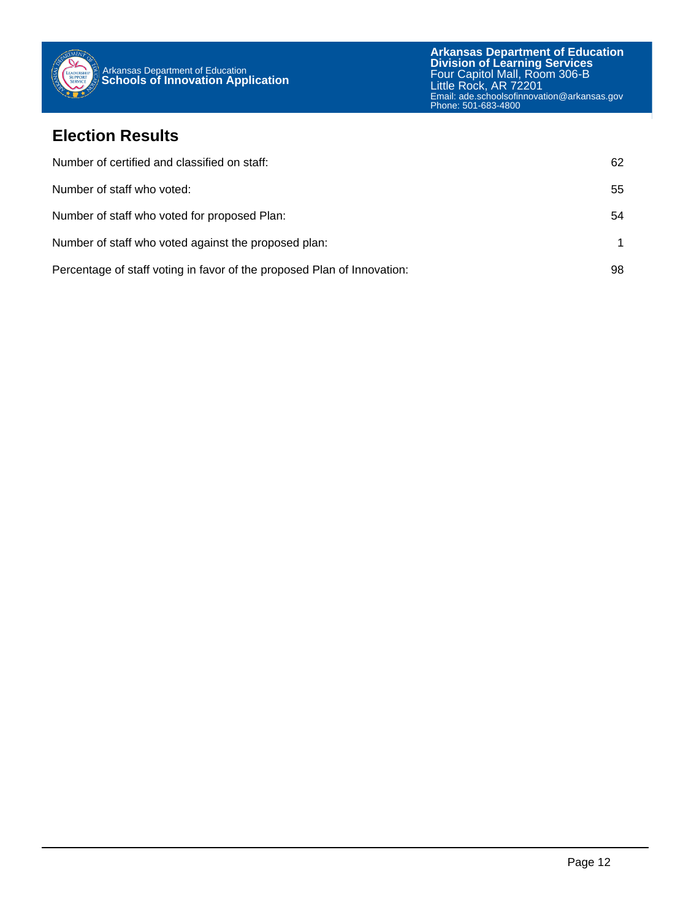## Election Results

| | |
|---|---|
| Number of certified and classified on staff: | 62 |
| Number of staff who voted: | 55 |
| Number of staff who voted for proposed Plan: | 54 |
| Number of staff who voted against the proposed plan: | 1 |
| Percentage of staff voting in favor of the proposed Plan of Innovation: | 98 |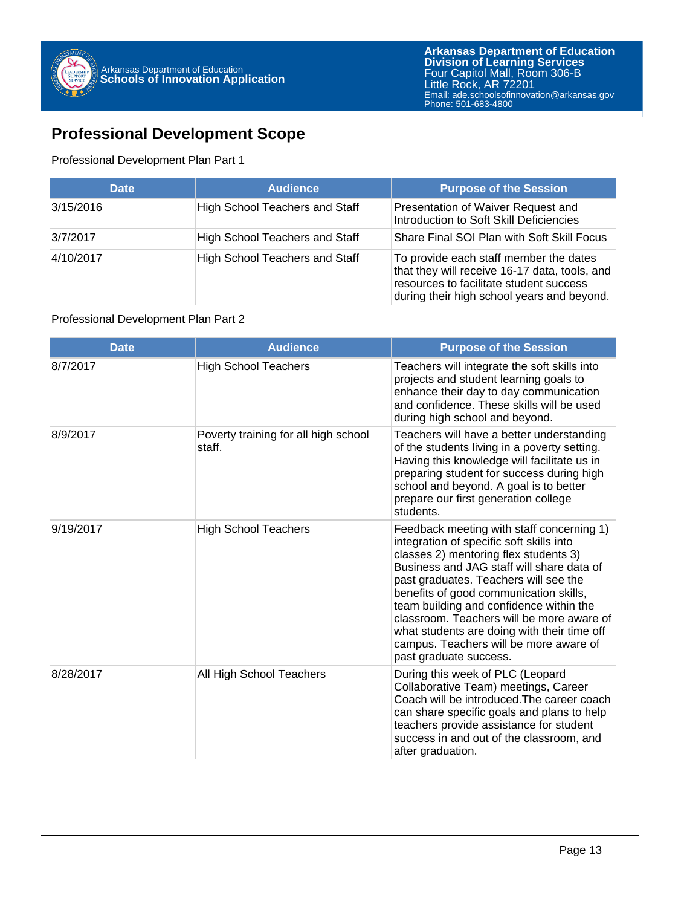## Professional Development Scope

Professional Development Plan Part 1

| Date | Audience | Purpose of the Session |
|---|---|---|
| 3/15/2016 | High School Teachers and Staff | Presentation of Waiver Request and Introduction to Soft Skill Deficiencies |
| 3/7/2017 | High School Teachers and Staff | Share Final SOI Plan with Soft Skill Focus |
| 4/10/2017 | High School Teachers and Staff | To provide each staff member the dates that they will receive 16-17 data, tools, and resources to facilitate student success during their high school years and beyond. |

Professional Development Plan Part 2

| Date | Audience | Purpose of the Session |
|---|---|---|
| 8/7/2017 | High School Teachers | Teachers will integrate the soft skills into projects and student learning goals to enhance their day to day communication and confidence. These skills will be used during high school and beyond. |
| 8/9/2017 | Poverty training for all high school staff. | Teachers will have a better understanding of the students living in a poverty setting. Having this knowledge will facilitate us in preparing student for success during high school and beyond. A goal is to better prepare our first generation college students. |
| 9/19/2017 | High School Teachers | Feedback meeting with staff concerning 1) integration of specific soft skills into classes 2) mentoring flex students 3) Business and JAG staff will share data of past graduates. Teachers will see the benefits of good communication skills, team building and confidence within the classroom. Teachers will be more aware of what students are doing with their time off campus. Teachers will be more aware of past graduate success. |
| 8/28/2017 | All High School Teachers | During this week of PLC (Leopard Collaborative Team) meetings, Career Coach will be introduced.The career coach can share specific goals and plans to help teachers provide assistance for student success in and out of the classroom, and after graduation. |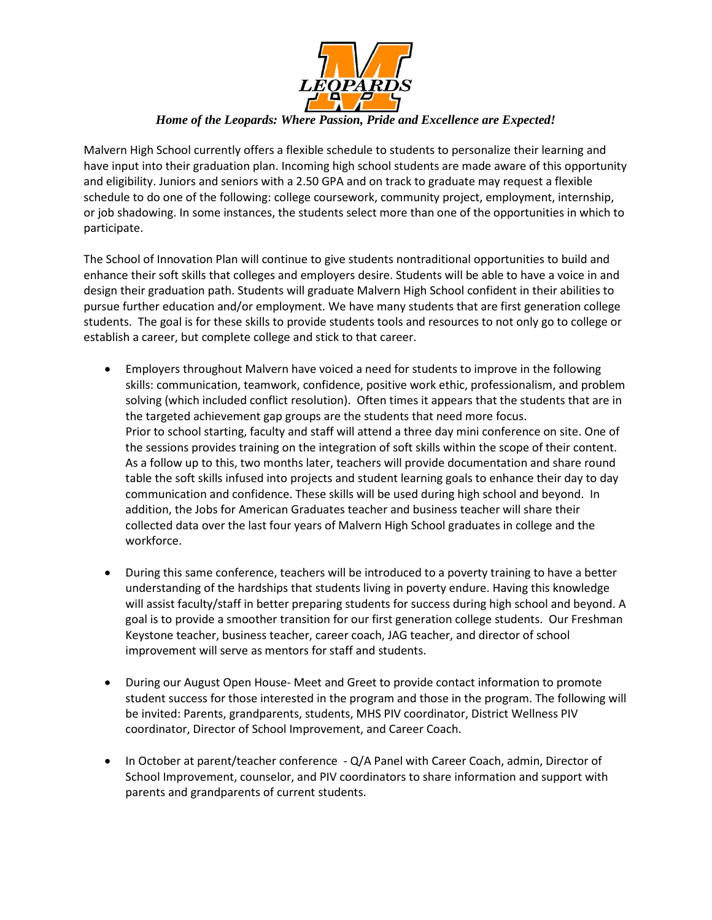*Home of the Leopards: Where Passion, Pride and Excellence are Expected!*

Malvern High School currently offers a flexible schedule to students to personalize their learning and have input into their graduation plan. Incoming high school students are made aware of this opportunity and eligibility. Juniors and seniors with a 2.50 GPA and on track to graduate may request a flexible schedule to do one of the following: college coursework, community project, employment, internship, or job shadowing. In some instances, the students select more than one of the opportunities in which to participate.

The School of Innovation Plan will continue to give students nontraditional opportunities to build and enhance their soft skills that colleges and employers desire. Students will be able to have a voice in and design their graduation path. Students will graduate Malvern High School confident in their abilities to pursue further education and/or employment. We have many students that are first generation college students. The goal is for these skills to provide students tools and resources to not only go to college or establish a career, but complete college and stick to that career.

- Employers throughout Malvern have voiced a need for students to improve in the following skills: communication, teamwork, confidence, positive work ethic, professionalism, and problem solving (which included conflict resolution). Often times it appears that the students that are in the targeted achievement gap groups are the students that need more focus.
  Prior to school starting, faculty and staff will attend a three day mini conference on site. One of the sessions provides training on the integration of soft skills within the scope of their content. As a follow up to this, two months later, teachers will provide documentation and share round table the soft skills infused into projects and student learning goals to enhance their day to day communication and confidence. These skills will be used during high school and beyond. In addition, the Jobs for American Graduates teacher and business teacher will share their collected data over the last four years of Malvern High School graduates in college and the workforce.

- During this same conference, teachers will be introduced to a poverty training to have a better understanding of the hardships that students living in poverty endure. Having this knowledge will assist faculty/staff in better preparing students for success during high school and beyond. A goal is to provide a smoother transition for our first generation college students. Our Freshman Keystone teacher, business teacher, career coach, JAG teacher, and director of school improvement will serve as mentors for staff and students.

- During our August Open House- Meet and Greet to provide contact information to promote student success for those interested in the program and those in the program. The following will be invited: Parents, grandparents, students, MHS PIV coordinator, District Wellness PIV coordinator, Director of School Improvement, and Career Coach.

- In October at parent/teacher conference - Q/A Panel with Career Coach, admin, Director of School Improvement, counselor, and PIV coordinators to share information and support with parents and grandparents of current students.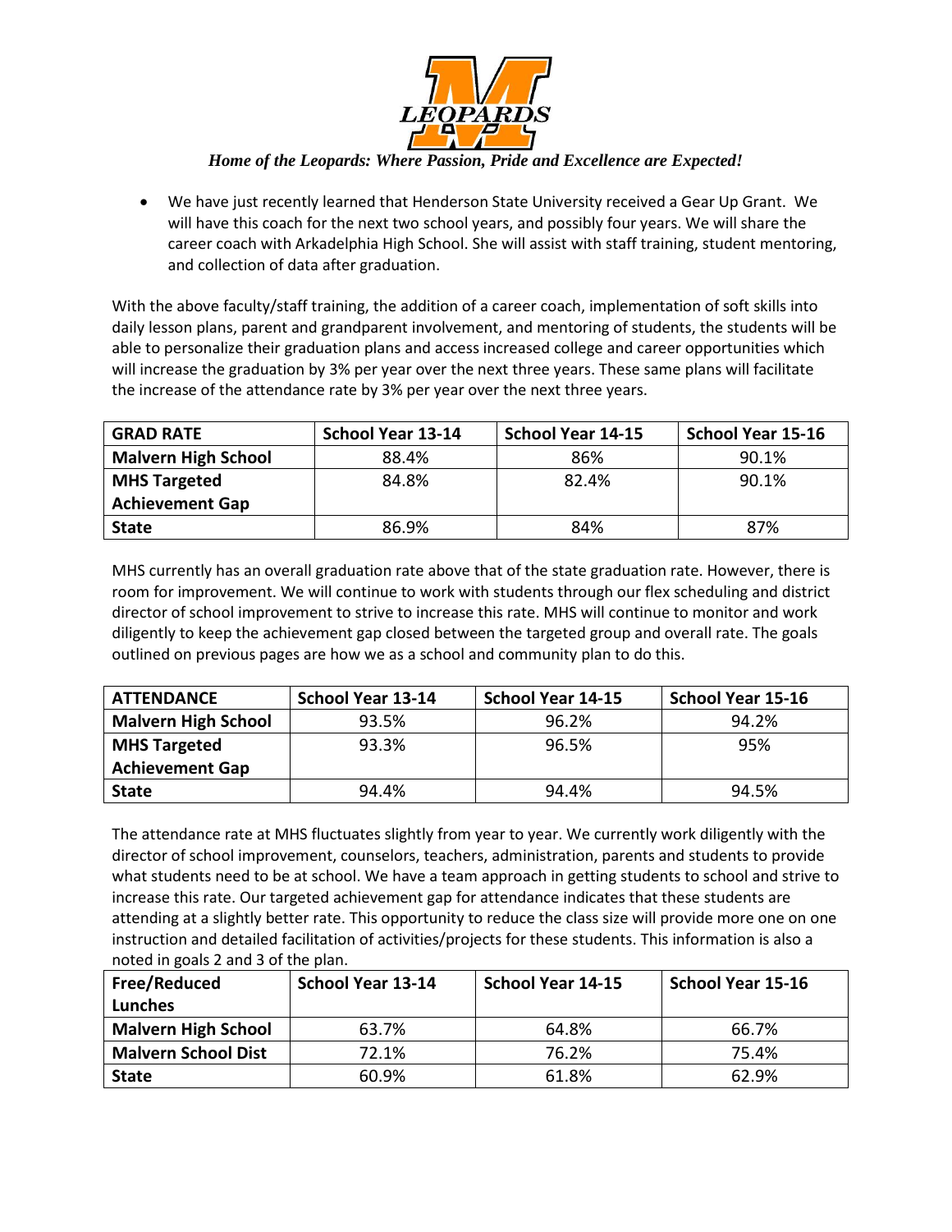*Home of the Leopards: Where Passion, Pride and Excellence are Expected!*

- We have just recently learned that Henderson State University received a Gear Up Grant. We will have this coach for the next two school years, and possibly four years. We will share the career coach with Arkadelphia High School. She will assist with staff training, student mentoring, and collection of data after graduation.

With the above faculty/staff training, the addition of a career coach, implementation of soft skills into daily lesson plans, parent and grandparent involvement, and mentoring of students, the students will be able to personalize their graduation plans and access increased college and career opportunities which will increase the graduation by 3% per year over the next three years. These same plans will facilitate the increase of the attendance rate by 3% per year over the next three years.

| GRAD RATE | School Year 13-14 | School Year 14-15 | School Year 15-16 |
|---|---|---|---|
| Malvern High School | 88.4% | 86% | 90.1% |
| MHS Targeted Achievement Gap | 84.8% | 82.4% | 90.1% |
| State | 86.9% | 84% | 87% |

MHS currently has an overall graduation rate above that of the state graduation rate. However, there is room for improvement. We will continue to work with students through our flex scheduling and district director of school improvement to strive to increase this rate. MHS will continue to monitor and work diligently to keep the achievement gap closed between the targeted group and overall rate. The goals outlined on previous pages are how we as a school and community plan to do this.

| ATTENDANCE | School Year 13-14 | School Year 14-15 | School Year 15-16 |
|---|---|---|---|
| Malvern High School | 93.5% | 96.2% | 94.2% |
| MHS Targeted Achievement Gap | 93.3% | 96.5% | 95% |
| State | 94.4% | 94.4% | 94.5% |

The attendance rate at MHS fluctuates slightly from year to year. We currently work diligently with the director of school improvement, counselors, teachers, administration, parents and students to provide what students need to be at school. We have a team approach in getting students to school and strive to increase this rate. Our targeted achievement gap for attendance indicates that these students are attending at a slightly better rate. This opportunity to reduce the class size will provide more one on one instruction and detailed facilitation of activities/projects for these students. This information is also a noted in goals 2 and 3 of the plan.

| Free/Reduced Lunches | School Year 13-14 | School Year 14-15 | School Year 15-16 |
|---|---|---|---|
| Malvern High School | 63.7% | 64.8% | 66.7% |
| Malvern School Dist | 72.1% | 76.2% | 75.4% |
| State | 60.9% | 61.8% | 62.9% |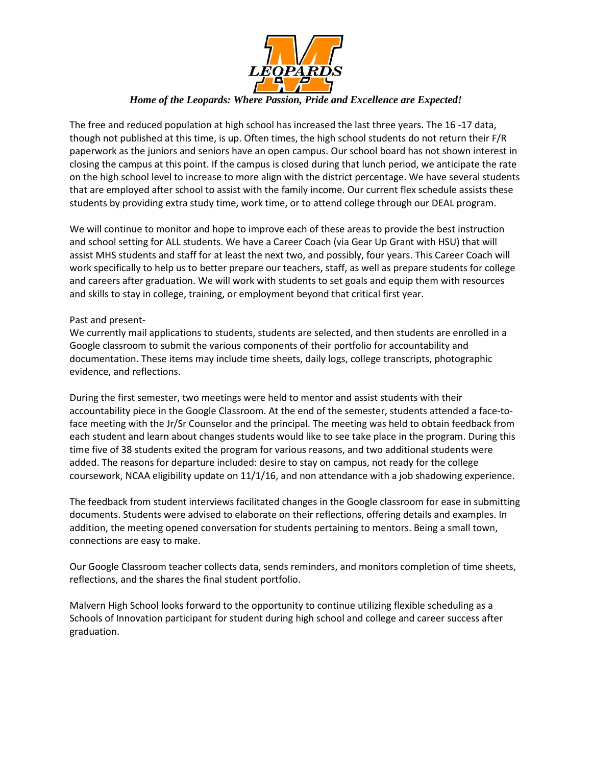*Home of the Leopards: Where Passion, Pride and Excellence are Expected!*

The free and reduced population at high school has increased the last three years. The 16 -17 data, though not published at this time, is up. Often times, the high school students do not return their F/R paperwork as the juniors and seniors have an open campus. Our school board has not shown interest in closing the campus at this point. If the campus is closed during that lunch period, we anticipate the rate on the high school level to increase to more align with the district percentage. We have several students that are employed after school to assist with the family income. Our current flex schedule assists these students by providing extra study time, work time, or to attend college through our DEAL program.

We will continue to monitor and hope to improve each of these areas to provide the best instruction and school setting for ALL students. We have a Career Coach (via Gear Up Grant with HSU) that will assist MHS students and staff for at least the next two, and possibly, four years. This Career Coach will work specifically to help us to better prepare our teachers, staff, as well as prepare students for college and careers after graduation. We will work with students to set goals and equip them with resources and skills to stay in college, training, or employment beyond that critical first year.

Past and present-

We currently mail applications to students, students are selected, and then students are enrolled in a Google classroom to submit the various components of their portfolio for accountability and documentation. These items may include time sheets, daily logs, college transcripts, photographic evidence, and reflections.

During the first semester, two meetings were held to mentor and assist students with their accountability piece in the Google Classroom. At the end of the semester, students attended a face-to-face meeting with the Jr/Sr Counselor and the principal. The meeting was held to obtain feedback from each student and learn about changes students would like to see take place in the program. During this time five of 38 students exited the program for various reasons, and two additional students were added. The reasons for departure included: desire to stay on campus, not ready for the college coursework, NCAA eligibility update on 11/1/16, and non attendance with a job shadowing experience.

The feedback from student interviews facilitated changes in the Google classroom for ease in submitting documents. Students were advised to elaborate on their reflections, offering details and examples. In addition, the meeting opened conversation for students pertaining to mentors. Being a small town, connections are easy to make.

Our Google Classroom teacher collects data, sends reminders, and monitors completion of time sheets, reflections, and the shares the final student portfolio.

Malvern High School looks forward to the opportunity to continue utilizing flexible scheduling as a Schools of Innovation participant for student during high school and college and career success after graduation.